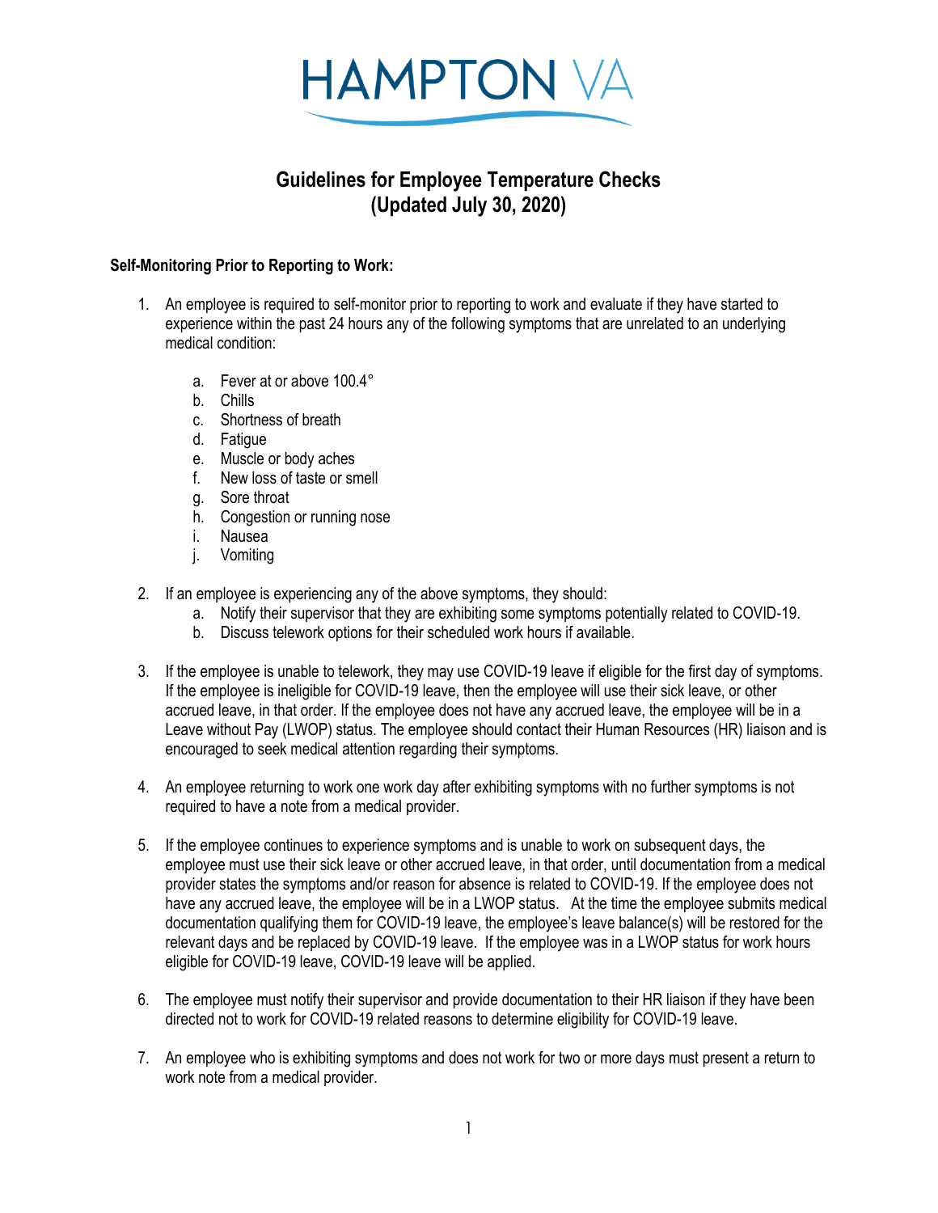HAMPTON VA

# Guidelines for Employee Temperature Checks (Updated July 30, 2020)

**Self-Monitoring Prior to Reporting to Work:**

1. An employee is required to self-monitor prior to reporting to work and evaluate if they have started to experience within the past 24 hours any of the following symptoms that are unrelated to an underlying medical condition:

   a. Fever at or above 100.4°
   b. Chills
   c. Shortness of breath
   d. Fatigue
   e. Muscle or body aches
   f. New loss of taste or smell
   g. Sore throat
   h. Congestion or running nose
   i. Nausea
   j. Vomiting

2. If an employee is experiencing any of the above symptoms, they should:
   a. Notify their supervisor that they are exhibiting some symptoms potentially related to COVID-19.
   b. Discuss telework options for their scheduled work hours if available.

3. If the employee is unable to telework, they may use COVID-19 leave if eligible for the first day of symptoms. If the employee is ineligible for COVID-19 leave, then the employee will use their sick leave, or other accrued leave, in that order. If the employee does not have any accrued leave, the employee will be in a Leave without Pay (LWOP) status. The employee should contact their Human Resources (HR) liaison and is encouraged to seek medical attention regarding their symptoms.

4. An employee returning to work one work day after exhibiting symptoms with no further symptoms is not required to have a note from a medical provider.

5. If the employee continues to experience symptoms and is unable to work on subsequent days, the employee must use their sick leave or other accrued leave, in that order, until documentation from a medical provider states the symptoms and/or reason for absence is related to COVID-19. If the employee does not have any accrued leave, the employee will be in a LWOP status. At the time the employee submits medical documentation qualifying them for COVID-19 leave, the employee's leave balance(s) will be restored for the relevant days and be replaced by COVID-19 leave. If the employee was in a LWOP status for work hours eligible for COVID-19 leave, COVID-19 leave will be applied.

6. The employee must notify their supervisor and provide documentation to their HR liaison if they have been directed not to work for COVID-19 related reasons to determine eligibility for COVID-19 leave.

7. An employee who is exhibiting symptoms and does not work for two or more days must present a return to work note from a medical provider.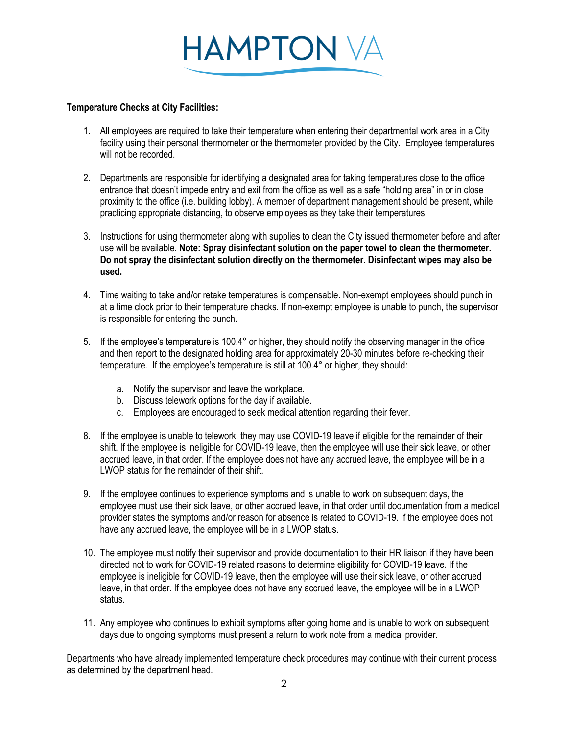**Temperature Checks at City Facilities:**

1. All employees are required to take their temperature when entering their departmental work area in a City facility using their personal thermometer or the thermometer provided by the City. Employee temperatures will not be recorded.

2. Departments are responsible for identifying a designated area for taking temperatures close to the office entrance that doesn't impede entry and exit from the office as well as a safe "holding area" in or in close proximity to the office (i.e. building lobby). A member of department management should be present, while practicing appropriate distancing, to observe employees as they take their temperatures.

3. Instructions for using thermometer along with supplies to clean the City issued thermometer before and after use will be available. **Note: Spray disinfectant solution on the paper towel to clean the thermometer. Do not spray the disinfectant solution directly on the thermometer. Disinfectant wipes may also be used.**

4. Time waiting to take and/or retake temperatures is compensable. Non-exempt employees should punch in at a time clock prior to their temperature checks. If non-exempt employee is unable to punch, the supervisor is responsible for entering the punch.

5. If the employee's temperature is 100.4° or higher, they should notify the observing manager in the office and then report to the designated holding area for approximately 20-30 minutes before re-checking their temperature. If the employee's temperature is still at 100.4° or higher, they should:

   a. Notify the supervisor and leave the workplace.
   b. Discuss telework options for the day if available.
   c. Employees are encouraged to seek medical attention regarding their fever.

8. If the employee is unable to telework, they may use COVID-19 leave if eligible for the remainder of their shift. If the employee is ineligible for COVID-19 leave, then the employee will use their sick leave, or other accrued leave, in that order. If the employee does not have any accrued leave, the employee will be in a LWOP status for the remainder of their shift.

9. If the employee continues to experience symptoms and is unable to work on subsequent days, the employee must use their sick leave, or other accrued leave, in that order until documentation from a medical provider states the symptoms and/or reason for absence is related to COVID-19. If the employee does not have any accrued leave, the employee will be in a LWOP status.

10. The employee must notify their supervisor and provide documentation to their HR liaison if they have been directed not to work for COVID-19 related reasons to determine eligibility for COVID-19 leave. If the employee is ineligible for COVID-19 leave, then the employee will use their sick leave, or other accrued leave, in that order. If the employee does not have any accrued leave, the employee will be in a LWOP status.

11. Any employee who continues to exhibit symptoms after going home and is unable to work on subsequent days due to ongoing symptoms must present a return to work note from a medical provider.

Departments who have already implemented temperature check procedures may continue with their current process as determined by the department head.